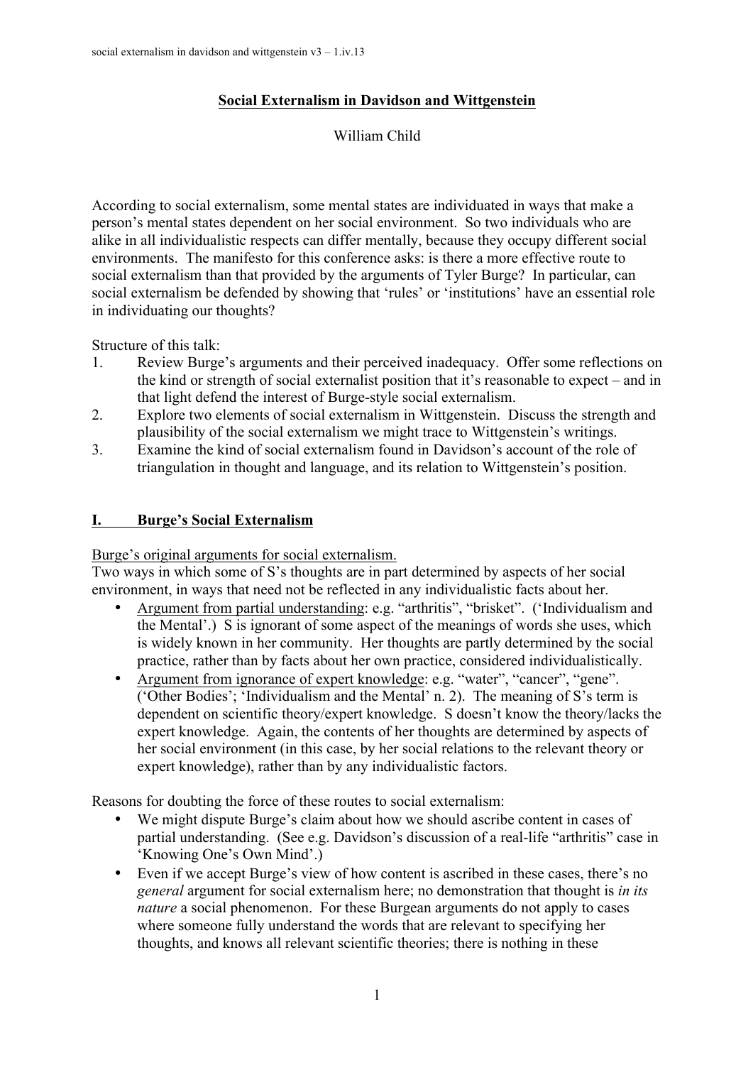# Social Externalism in Davidson and Wittgenstein

William Child

According to social externalism, some mental states are individuated in ways that make a person's mental states dependent on her social environment. So two individuals who are alike in all individualistic respects can differ mentally, because they occupy different social environments. The manifesto for this conference asks: is there a more effective route to social externalism than that provided by the arguments of Tyler Burge? In particular, can social externalism be defended by showing that 'rules' or 'institutions' have an essential role in individuating our thoughts?

Structure of this talk:

1. Review Burge's arguments and their perceived inadequacy. Offer some reflections on the kind or strength of social externalist position that it's reasonable to expect – and in that light defend the interest of Burge-style social externalism.
2. Explore two elements of social externalism in Wittgenstein. Discuss the strength and plausibility of the social externalism we might trace to Wittgenstein's writings.
3. Examine the kind of social externalism found in Davidson's account of the role of triangulation in thought and language, and its relation to Wittgenstein's position.

## I. Burge's Social Externalism

Burge's original arguments for social externalism.

Two ways in which some of S's thoughts are in part determined by aspects of her social environment, in ways that need not be reflected in any individualistic facts about her.

- Argument from partial understanding: e.g. "arthritis", "brisket". ('Individualism and the Mental'.) S is ignorant of some aspect of the meanings of words she uses, which is widely known in her community. Her thoughts are partly determined by the social practice, rather than by facts about her own practice, considered individualistically.
- Argument from ignorance of expert knowledge: e.g. "water", "cancer", "gene". ('Other Bodies'; 'Individualism and the Mental' n. 2). The meaning of S's term is dependent on scientific theory/expert knowledge. S doesn't know the theory/lacks the expert knowledge. Again, the contents of her thoughts are determined by aspects of her social environment (in this case, by her social relations to the relevant theory or expert knowledge), rather than by any individualistic factors.

Reasons for doubting the force of these routes to social externalism:

- We might dispute Burge's claim about how we should ascribe content in cases of partial understanding. (See e.g. Davidson's discussion of a real-life "arthritis" case in 'Knowing One's Own Mind'.)
- Even if we accept Burge's view of how content is ascribed in these cases, there's no *general* argument for social externalism here; no demonstration that thought is *in its nature* a social phenomenon. For these Burgean arguments do not apply to cases where someone fully understand the words that are relevant to specifying her thoughts, and knows all relevant scientific theories; there is nothing in these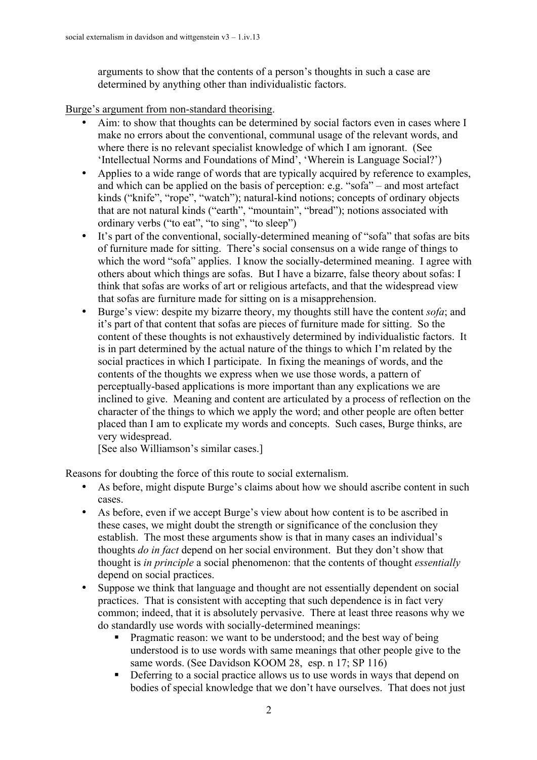arguments to show that the contents of a person's thoughts in such a case are determined by anything other than individualistic factors.

<u>Burge's argument from non-standard theorising</u>.

- Aim: to show that thoughts can be determined by social factors even in cases where I make no errors about the conventional, communal usage of the relevant words, and where there is no relevant specialist knowledge of which I am ignorant. (See 'Intellectual Norms and Foundations of Mind', 'Wherein is Language Social?')
- Applies to a wide range of words that are typically acquired by reference to examples, and which can be applied on the basis of perception: e.g. "sofa" – and most artefact kinds ("knife", "rope", "watch"); natural-kind notions; concepts of ordinary objects that are not natural kinds ("earth", "mountain", "bread"); notions associated with ordinary verbs ("to eat", "to sing", "to sleep")
- It's part of the conventional, socially-determined meaning of "sofa" that sofas are bits of furniture made for sitting. There's social consensus on a wide range of things to which the word "sofa" applies. I know the socially-determined meaning. I agree with others about which things are sofas. But I have a bizarre, false theory about sofas: I think that sofas are works of art or religious artefacts, and that the widespread view that sofas are furniture made for sitting on is a misapprehension.
- Burge's view: despite my bizarre theory, my thoughts still have the content *sofa*; and it's part of that content that sofas are pieces of furniture made for sitting. So the content of these thoughts is not exhaustively determined by individualistic factors. It is in part determined by the actual nature of the things to which I'm related by the social practices in which I participate. In fixing the meanings of words, and the contents of the thoughts we express when we use those words, a pattern of perceptually-based applications is more important than any explications we are inclined to give. Meaning and content are articulated by a process of reflection on the character of the things to which we apply the word; and other people are often better placed than I am to explicate my words and concepts. Such cases, Burge thinks, are very widespread.
  [See also Williamson's similar cases.]

Reasons for doubting the force of this route to social externalism.

- As before, might dispute Burge's claims about how we should ascribe content in such cases.
- As before, even if we accept Burge's view about how content is to be ascribed in these cases, we might doubt the strength or significance of the conclusion they establish. The most these arguments show is that in many cases an individual's thoughts *do in fact* depend on her social environment. But they don't show that thought is *in principle* a social phenomenon: that the contents of thought *essentially* depend on social practices.
- Suppose we think that language and thought are not essentially dependent on social practices. That is consistent with accepting that such dependence is in fact very common; indeed, that it is absolutely pervasive. There at least three reasons why we do standardly use words with socially-determined meanings:
  - Pragmatic reason: we want to be understood; and the best way of being understood is to use words with same meanings that other people give to the same words. (See Davidson KOOM 28, esp. n 17; SP 116)
  - Deferring to a social practice allows us to use words in ways that depend on bodies of special knowledge that we don't have ourselves. That does not just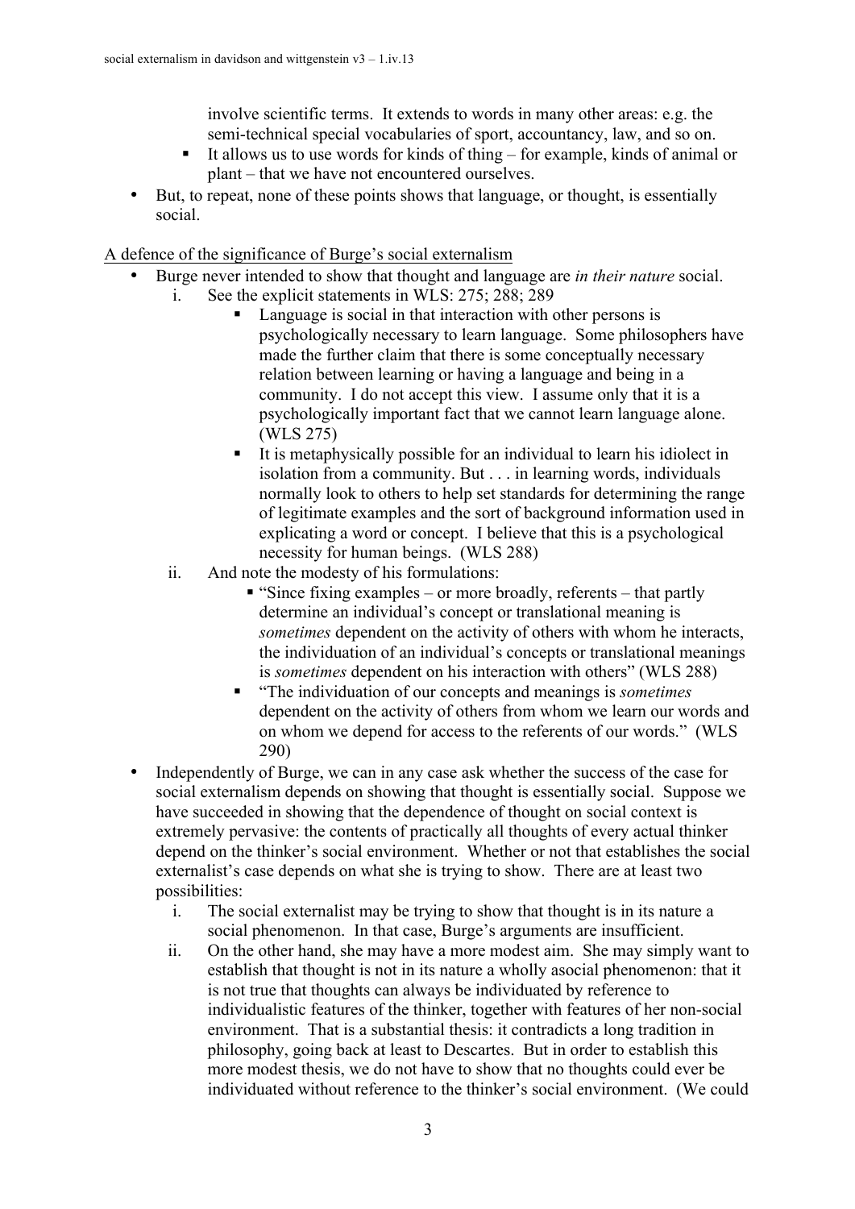involve scientific terms. It extends to words in many other areas: e.g. the semi-technical special vocabularies of sport, accountancy, law, and so on.
   - It allows us to use words for kinds of thing – for example, kinds of animal or plant – that we have not encountered ourselves.
- But, to repeat, none of these points shows that language, or thought, is essentially social.

<u>A defence of the significance of Burge's social externalism</u>

- Burge never intended to show that thought and language are *in their nature* social.
   i. See the explicit statements in WLS: 275; 288; 289
      - Language is social in that interaction with other persons is psychologically necessary to learn language. Some philosophers have made the further claim that there is some conceptually necessary relation between learning or having a language and being in a community. I do not accept this view. I assume only that it is a psychologically important fact that we cannot learn language alone. (WLS 275)
      - It is metaphysically possible for an individual to learn his idiolect in isolation from a community. But . . . in learning words, individuals normally look to others to help set standards for determining the range of legitimate examples and the sort of background information used in explicating a word or concept. I believe that this is a psychological necessity for human beings. (WLS 288)
   ii. And note the modesty of his formulations:
      - "Since fixing examples – or more broadly, referents – that partly determine an individual's concept or translational meaning is *sometimes* dependent on the activity of others with whom he interacts, the individuation of an individual's concepts or translational meanings is *sometimes* dependent on his interaction with others" (WLS 288)
      - "The individuation of our concepts and meanings is *sometimes* dependent on the activity of others from whom we learn our words and on whom we depend for access to the referents of our words." (WLS 290)
- Independently of Burge, we can in any case ask whether the success of the case for social externalism depends on showing that thought is essentially social. Suppose we have succeeded in showing that the dependence of thought on social context is extremely pervasive: the contents of practically all thoughts of every actual thinker depend on the thinker's social environment. Whether or not that establishes the social externalist's case depends on what she is trying to show. There are at least two possibilities:
   i. The social externalist may be trying to show that thought is in its nature a social phenomenon. In that case, Burge's arguments are insufficient.
   ii. On the other hand, she may have a more modest aim. She may simply want to establish that thought is not in its nature a wholly asocial phenomenon: that it is not true that thoughts can always be individuated by reference to individualistic features of the thinker, together with features of her non-social environment. That is a substantial thesis: it contradicts a long tradition in philosophy, going back at least to Descartes. But in order to establish this more modest thesis, we do not have to show that no thoughts could ever be individuated without reference to the thinker's social environment. (We could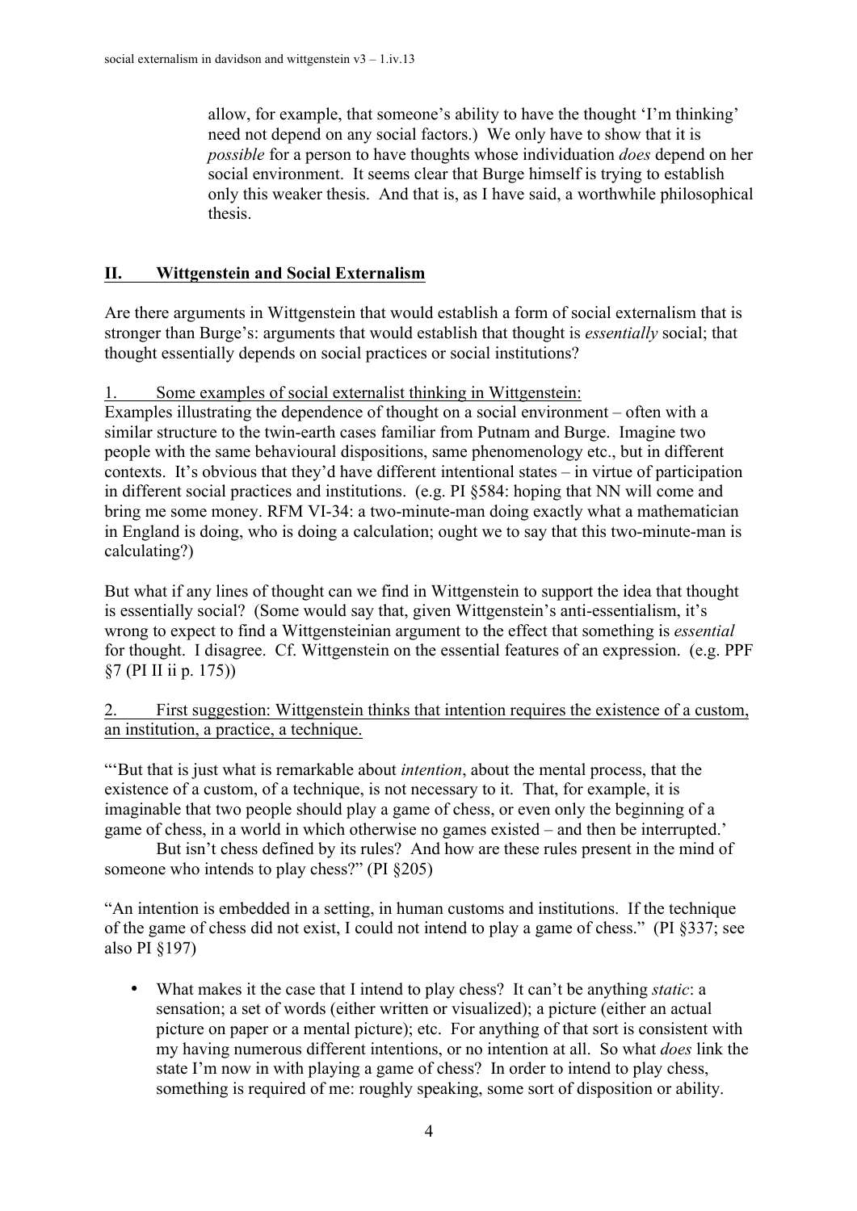allow, for example, that someone's ability to have the thought 'I'm thinking' need not depend on any social factors.) We only have to show that it is *possible* for a person to have thoughts whose individuation *does* depend on her social environment. It seems clear that Burge himself is trying to establish only this weaker thesis. And that is, as I have said, a worthwhile philosophical thesis.

## II. Wittgenstein and Social Externalism

Are there arguments in Wittgenstein that would establish a form of social externalism that is stronger than Burge's: arguments that would establish that thought is *essentially* social; that thought essentially depends on social practices or social institutions?

### 1. Some examples of social externalist thinking in Wittgenstein:

Examples illustrating the dependence of thought on a social environment – often with a similar structure to the twin-earth cases familiar from Putnam and Burge. Imagine two people with the same behavioural dispositions, same phenomenology etc., but in different contexts. It's obvious that they'd have different intentional states – in virtue of participation in different social practices and institutions. (e.g. PI §584: hoping that NN will come and bring me some money. RFM VI-34: a two-minute-man doing exactly what a mathematician in England is doing, who is doing a calculation; ought we to say that this two-minute-man is calculating?)

But what if any lines of thought can we find in Wittgenstein to support the idea that thought is essentially social? (Some would say that, given Wittgenstein's anti-essentialism, it's wrong to expect to find a Wittgensteinian argument to the effect that something is *essential* for thought. I disagree. Cf. Wittgenstein on the essential features of an expression. (e.g. PPF §7 (PI II ii p. 175))

### 2. First suggestion: Wittgenstein thinks that intention requires the existence of a custom, an institution, a practice, a technique.

"'But that is just what is remarkable about *intention*, about the mental process, that the existence of a custom, of a technique, is not necessary to it. That, for example, it is imaginable that two people should play a game of chess, or even only the beginning of a game of chess, in a world in which otherwise no games existed – and then be interrupted.'

But isn't chess defined by its rules? And how are these rules present in the mind of someone who intends to play chess?" (PI §205)

"An intention is embedded in a setting, in human customs and institutions. If the technique of the game of chess did not exist, I could not intend to play a game of chess." (PI §337; see also PI §197)

- What makes it the case that I intend to play chess? It can't be anything *static*: a sensation; a set of words (either written or visualized); a picture (either an actual picture on paper or a mental picture); etc. For anything of that sort is consistent with my having numerous different intentions, or no intention at all. So what *does* link the state I'm now in with playing a game of chess? In order to intend to play chess, something is required of me: roughly speaking, some sort of disposition or ability.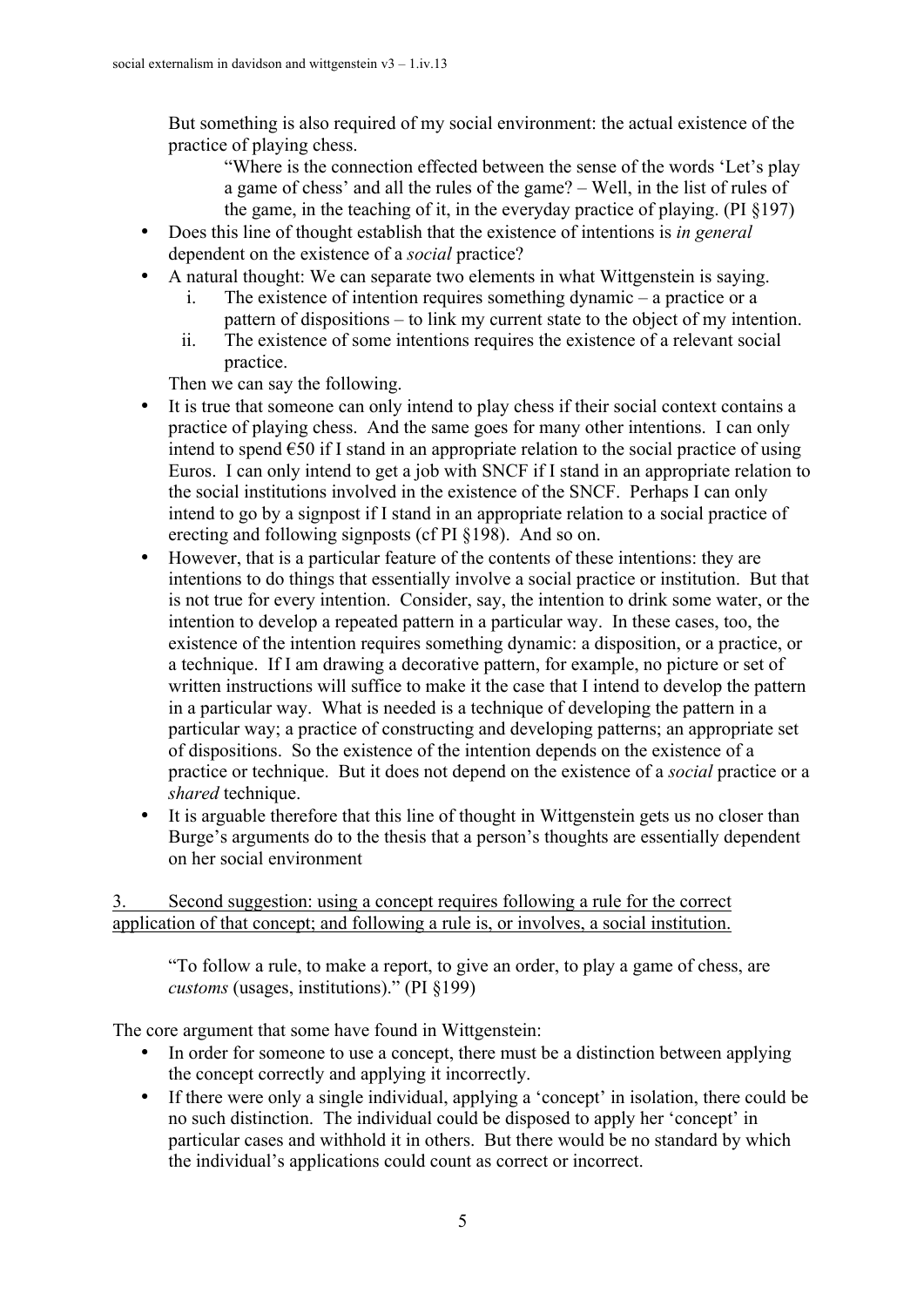But something is also required of my social environment: the actual existence of the practice of playing chess.

> "Where is the connection effected between the sense of the words 'Let's play a game of chess' and all the rules of the game? – Well, in the list of rules of the game, in the teaching of it, in the everyday practice of playing. (PI §197)

- Does this line of thought establish that the existence of intentions is *in general* dependent on the existence of a *social* practice?
- A natural thought: We can separate two elements in what Wittgenstein is saying.
  i. The existence of intention requires something dynamic – a practice or a pattern of dispositions – to link my current state to the object of my intention.
  ii. The existence of some intentions requires the existence of a relevant social practice.

  Then we can say the following.
- It is true that someone can only intend to play chess if their social context contains a practice of playing chess. And the same goes for many other intentions. I can only intend to spend €50 if I stand in an appropriate relation to the social practice of using Euros. I can only intend to get a job with SNCF if I stand in an appropriate relation to the social institutions involved in the existence of the SNCF. Perhaps I can only intend to go by a signpost if I stand in an appropriate relation to a social practice of erecting and following signposts (cf PI §198). And so on.
- However, that is a particular feature of the contents of these intentions: they are intentions to do things that essentially involve a social practice or institution. But that is not true for every intention. Consider, say, the intention to drink some water, or the intention to develop a repeated pattern in a particular way. In these cases, too, the existence of the intention requires something dynamic: a disposition, or a practice, or a technique. If I am drawing a decorative pattern, for example, no picture or set of written instructions will suffice to make it the case that I intend to develop the pattern in a particular way. What is needed is a technique of developing the pattern in a particular way; a practice of constructing and developing patterns; an appropriate set of dispositions. So the existence of the intention depends on the existence of a practice or technique. But it does not depend on the existence of a *social* practice or a *shared* technique.
- It is arguable therefore that this line of thought in Wittgenstein gets us no closer than Burge's arguments do to the thesis that a person's thoughts are essentially dependent on her social environment

## 3. Second suggestion: using a concept requires following a rule for the correct application of that concept; and following a rule is, or involves, a social institution.

> "To follow a rule, to make a report, to give an order, to play a game of chess, are *customs* (usages, institutions)." (PI §199)

The core argument that some have found in Wittgenstein:

- In order for someone to use a concept, there must be a distinction between applying the concept correctly and applying it incorrectly.
- If there were only a single individual, applying a 'concept' in isolation, there could be no such distinction. The individual could be disposed to apply her 'concept' in particular cases and withhold it in others. But there would be no standard by which the individual's applications could count as correct or incorrect.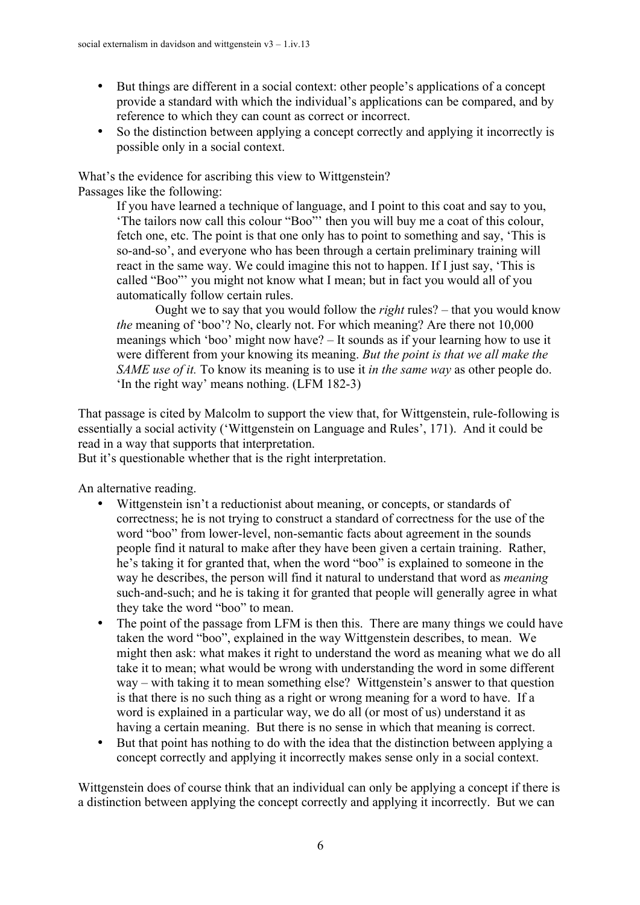- But things are different in a social context: other people's applications of a concept provide a standard with which the individual's applications can be compared, and by reference to which they can count as correct or incorrect.
- So the distinction between applying a concept correctly and applying it incorrectly is possible only in a social context.

What's the evidence for ascribing this view to Wittgenstein?
Passages like the following:

> If you have learned a technique of language, and I point to this coat and say to you, 'The tailors now call this colour "Boo"' then you will buy me a coat of this colour, fetch one, etc. The point is that one only has to point to something and say, 'This is so-and-so', and everyone who has been through a certain preliminary training will react in the same way. We could imagine this not to happen. If I just say, 'This is called "Boo"' you might not know what I mean; but in fact you would all of you automatically follow certain rules.
>
> Ought we to say that you would follow the *right* rules? – that you would know *the* meaning of 'boo'? No, clearly not. For which meaning? Are there not 10,000 meanings which 'boo' might now have? – It sounds as if your learning how to use it were different from your knowing its meaning. *But the point is that we all make the SAME use of it.* To know its meaning is to use it *in the same way* as other people do. 'In the right way' means nothing. (LFM 182-3)

That passage is cited by Malcolm to support the view that, for Wittgenstein, rule-following is essentially a social activity ('Wittgenstein on Language and Rules', 171). And it could be read in a way that supports that interpretation.
But it's questionable whether that is the right interpretation.

An alternative reading.

- Wittgenstein isn't a reductionist about meaning, or concepts, or standards of correctness; he is not trying to construct a standard of correctness for the use of the word "boo" from lower-level, non-semantic facts about agreement in the sounds people find it natural to make after they have been given a certain training. Rather, he's taking it for granted that, when the word "boo" is explained to someone in the way he describes, the person will find it natural to understand that word as *meaning* such-and-such; and he is taking it for granted that people will generally agree in what they take the word "boo" to mean.
- The point of the passage from LFM is then this. There are many things we could have taken the word "boo", explained in the way Wittgenstein describes, to mean. We might then ask: what makes it right to understand the word as meaning what we do all take it to mean; what would be wrong with understanding the word in some different way – with taking it to mean something else? Wittgenstein's answer to that question is that there is no such thing as a right or wrong meaning for a word to have. If a word is explained in a particular way, we do all (or most of us) understand it as having a certain meaning. But there is no sense in which that meaning is correct.
- But that point has nothing to do with the idea that the distinction between applying a concept correctly and applying it incorrectly makes sense only in a social context.

Wittgenstein does of course think that an individual can only be applying a concept if there is a distinction between applying the concept correctly and applying it incorrectly. But we can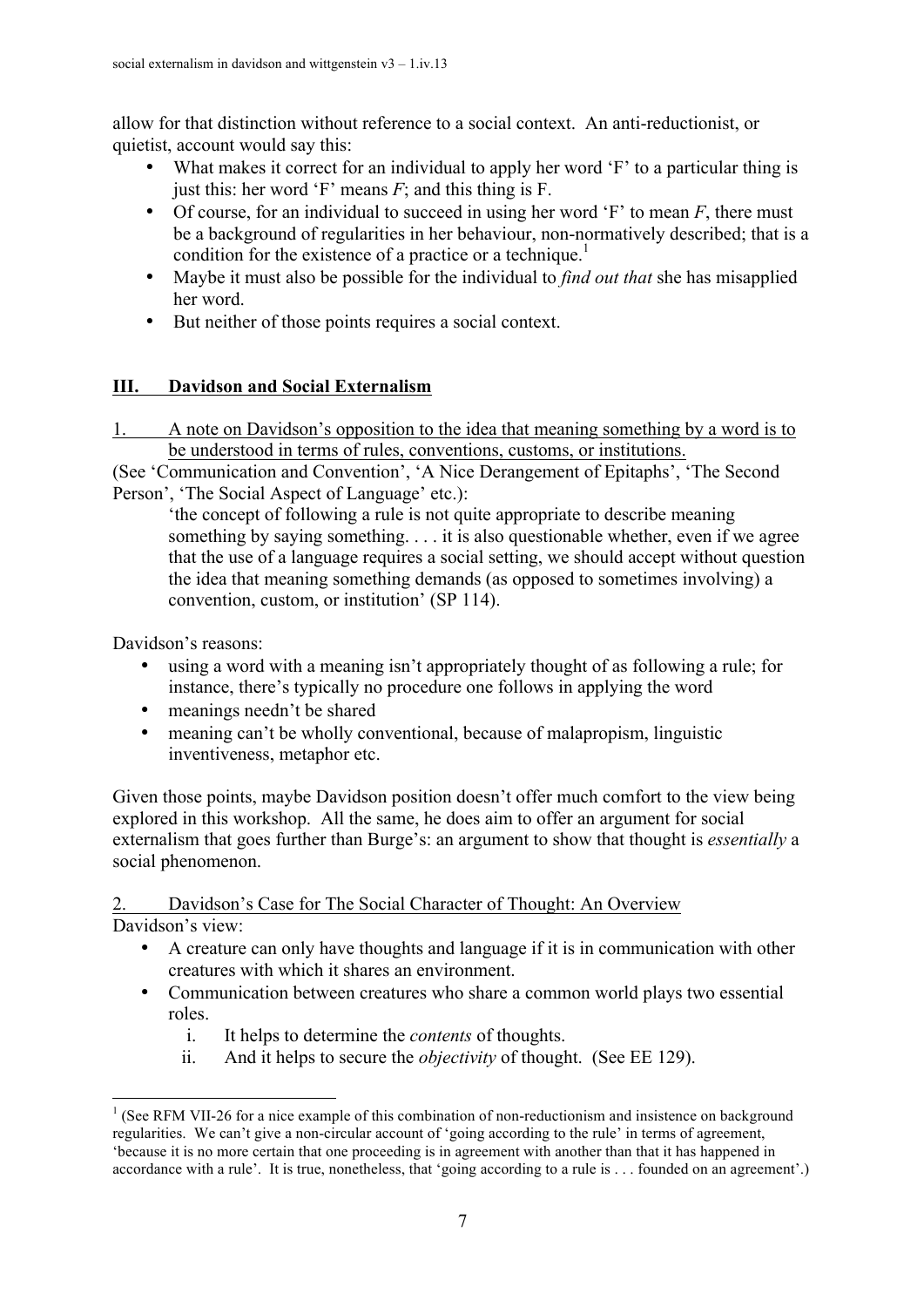allow for that distinction without reference to a social context. An anti-reductionist, or quietist, account would say this:

- What makes it correct for an individual to apply her word 'F' to a particular thing is just this: her word 'F' means *F*; and this thing is F.
- Of course, for an individual to succeed in using her word 'F' to mean *F*, there must be a background of regularities in her behaviour, non-normatively described; that is a condition for the existence of a practice or a technique.[1]
- Maybe it must also be possible for the individual to *find out that* she has misapplied her word.
- But neither of those points requires a social context.

## III. Davidson and Social Externalism

1. A note on Davidson's opposition to the idea that meaning something by a word is to be understood in terms of rules, conventions, customs, or institutions.

(See 'Communication and Convention', 'A Nice Derangement of Epitaphs', 'The Second Person', 'The Social Aspect of Language' etc.):

> 'the concept of following a rule is not quite appropriate to describe meaning something by saying something. . . . it is also questionable whether, even if we agree that the use of a language requires a social setting, we should accept without question the idea that meaning something demands (as opposed to sometimes involving) a convention, custom, or institution' (SP 114).

Davidson's reasons:

- using a word with a meaning isn't appropriately thought of as following a rule; for instance, there's typically no procedure one follows in applying the word
- meanings needn't be shared
- meaning can't be wholly conventional, because of malapropism, linguistic inventiveness, metaphor etc.

Given those points, maybe Davidson position doesn't offer much comfort to the view being explored in this workshop. All the same, he does aim to offer an argument for social externalism that goes further than Burge's: an argument to show that thought is *essentially* a social phenomenon.

2. Davidson's Case for The Social Character of Thought: An Overview

Davidson's view:

- A creature can only have thoughts and language if it is in communication with other creatures with which it shares an environment.
- Communication between creatures who share a common world plays two essential roles.
    i. It helps to determine the *contents* of thoughts.
    ii. And it helps to secure the *objectivity* of thought. (See EE 129).

---

[1] (See RFM VII-26 for a nice example of this combination of non-reductionism and insistence on background regularities. We can't give a non-circular account of 'going according to the rule' in terms of agreement, 'because it is no more certain that one proceeding is in agreement with another than that it has happened in accordance with a rule'. It is true, nonetheless, that 'going according to a rule is . . . founded on an agreement'.)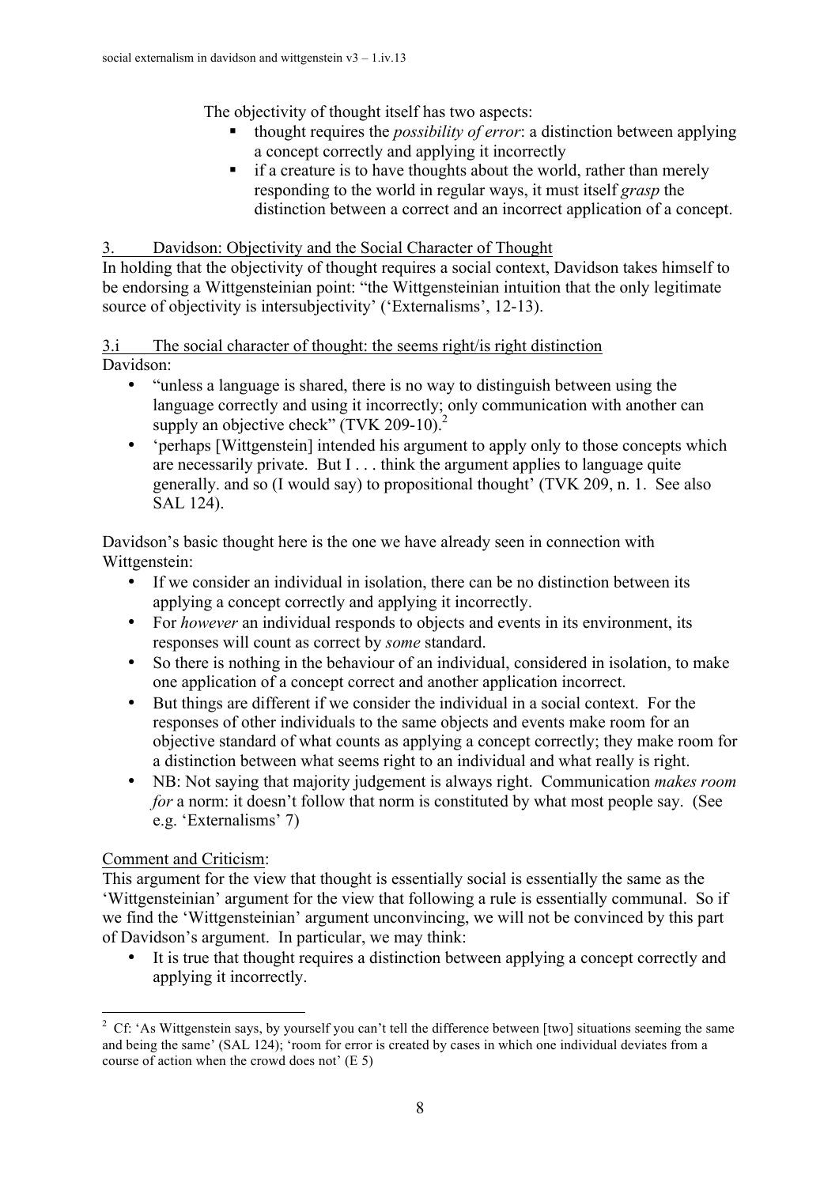The objectivity of thought itself has two aspects:

- thought requires the *possibility of error*: a distinction between applying a concept correctly and applying it incorrectly
- if a creature is to have thoughts about the world, rather than merely responding to the world in regular ways, it must itself *grasp* the distinction between a correct and an incorrect application of a concept.

## 3. Davidson: Objectivity and the Social Character of Thought

In holding that the objectivity of thought requires a social context, Davidson takes himself to be endorsing a Wittgensteinian point: "the Wittgensteinian intuition that the only legitimate source of objectivity is intersubjectivity' ('Externalisms', 12-13).

### 3.i The social character of thought: the seems right/is right distinction

Davidson:

- "unless a language is shared, there is no way to distinguish between using the language correctly and using it incorrectly; only communication with another can supply an objective check" (TVK 209-10).[2]
- 'perhaps [Wittgenstein] intended his argument to apply only to those concepts which are necessarily private. But I . . . think the argument applies to language quite generally. and so (I would say) to propositional thought' (TVK 209, n. 1. See also SAL 124).

Davidson's basic thought here is the one we have already seen in connection with Wittgenstein:

- If we consider an individual in isolation, there can be no distinction between its applying a concept correctly and applying it incorrectly.
- For *however* an individual responds to objects and events in its environment, its responses will count as correct by *some* standard.
- So there is nothing in the behaviour of an individual, considered in isolation, to make one application of a concept correct and another application incorrect.
- But things are different if we consider the individual in a social context. For the responses of other individuals to the same objects and events make room for an objective standard of what counts as applying a concept correctly; they make room for a distinction between what seems right to an individual and what really is right.
- NB: Not saying that majority judgement is always right. Communication *makes room for* a norm: it doesn't follow that norm is constituted by what most people say. (See e.g. 'Externalisms' 7)

Comment and Criticism:

This argument for the view that thought is essentially social is essentially the same as the 'Wittgensteinian' argument for the view that following a rule is essentially communal. So if we find the 'Wittgensteinian' argument unconvincing, we will not be convinced by this part of Davidson's argument. In particular, we may think:

- It is true that thought requires a distinction between applying a concept correctly and applying it incorrectly.

---

[2] Cf: 'As Wittgenstein says, by yourself you can't tell the difference between [two] situations seeming the same and being the same' (SAL 124); 'room for error is created by cases in which one individual deviates from a course of action when the crowd does not' (E 5)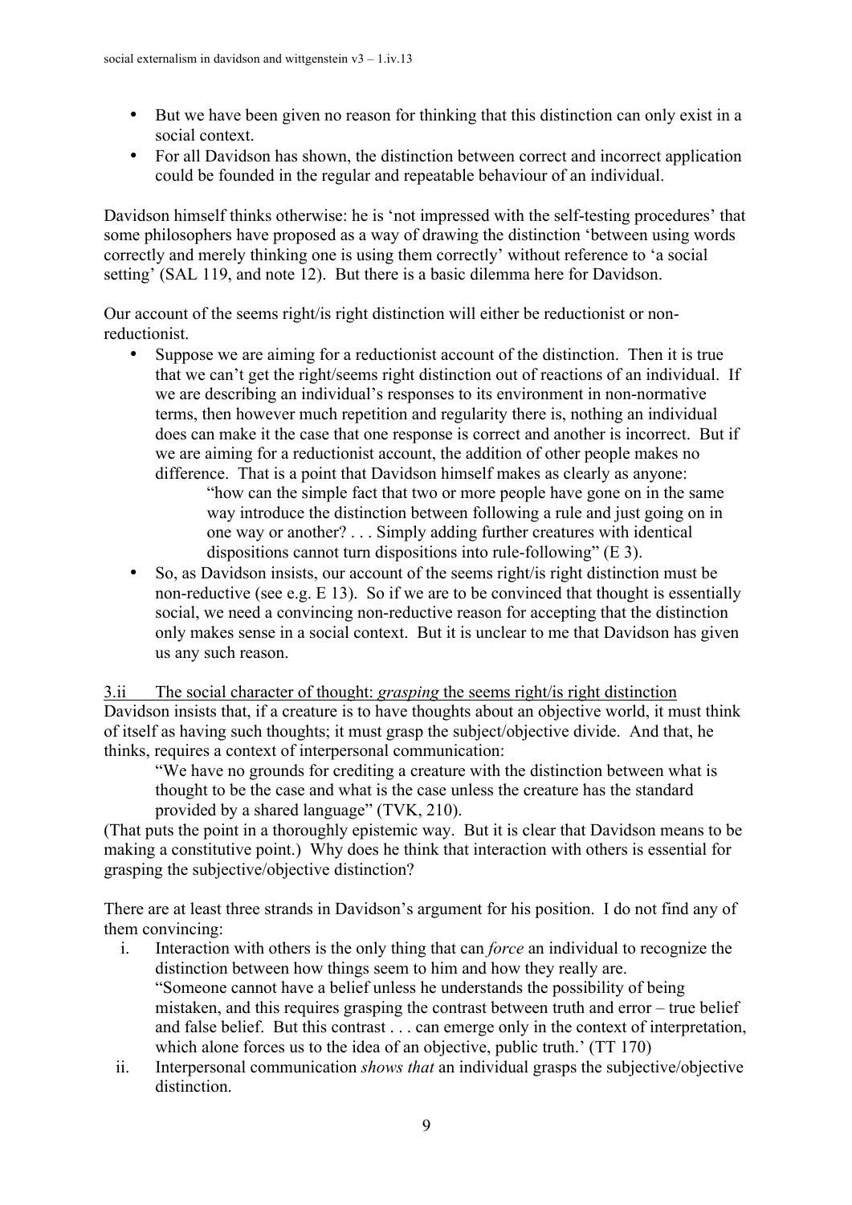- But we have been given no reason for thinking that this distinction can only exist in a social context.
- For all Davidson has shown, the distinction between correct and incorrect application could be founded in the regular and repeatable behaviour of an individual.

Davidson himself thinks otherwise: he is 'not impressed with the self-testing procedures' that some philosophers have proposed as a way of drawing the distinction 'between using words correctly and merely thinking one is using them correctly' without reference to 'a social setting' (SAL 119, and note 12). But there is a basic dilemma here for Davidson.

Our account of the seems right/is right distinction will either be reductionist or non-reductionist.

- Suppose we are aiming for a reductionist account of the distinction. Then it is true that we can't get the right/seems right distinction out of reactions of an individual. If we are describing an individual's responses to its environment in non-normative terms, then however much repetition and regularity there is, nothing an individual does can make it the case that one response is correct and another is incorrect. But if we are aiming for a reductionist account, the addition of other people makes no difference. That is a point that Davidson himself makes as clearly as anyone:

  > "how can the simple fact that two or more people have gone on in the same way introduce the distinction between following a rule and just going on in one way or another? . . . Simply adding further creatures with identical dispositions cannot turn dispositions into rule-following" (E 3).

- So, as Davidson insists, our account of the seems right/is right distinction must be non-reductive (see e.g. E 13). So if we are to be convinced that thought is essentially social, we need a convincing non-reductive reason for accepting that the distinction only makes sense in a social context. But it is unclear to me that Davidson has given us any such reason.

3.ii The social character of thought: *grasping* the seems right/is right distinction

Davidson insists that, if a creature is to have thoughts about an objective world, it must think of itself as having such thoughts; it must grasp the subject/objective divide. And that, he thinks, requires a context of interpersonal communication:

> "We have no grounds for crediting a creature with the distinction between what is thought to be the case and what is the case unless the creature has the standard provided by a shared language" (TVK, 210).

(That puts the point in a thoroughly epistemic way. But it is clear that Davidson means to be making a constitutive point.) Why does he think that interaction with others is essential for grasping the subjective/objective distinction?

There are at least three strands in Davidson's argument for his position. I do not find any of them convincing:

i. Interaction with others is the only thing that can *force* an individual to recognize the distinction between how things seem to him and how they really are.
"Someone cannot have a belief unless he understands the possibility of being mistaken, and this requires grasping the contrast between truth and error – true belief and false belief. But this contrast . . . can emerge only in the context of interpretation, which alone forces us to the idea of an objective, public truth.' (TT 170)

ii. Interpersonal communication *shows that* an individual grasps the subjective/objective distinction.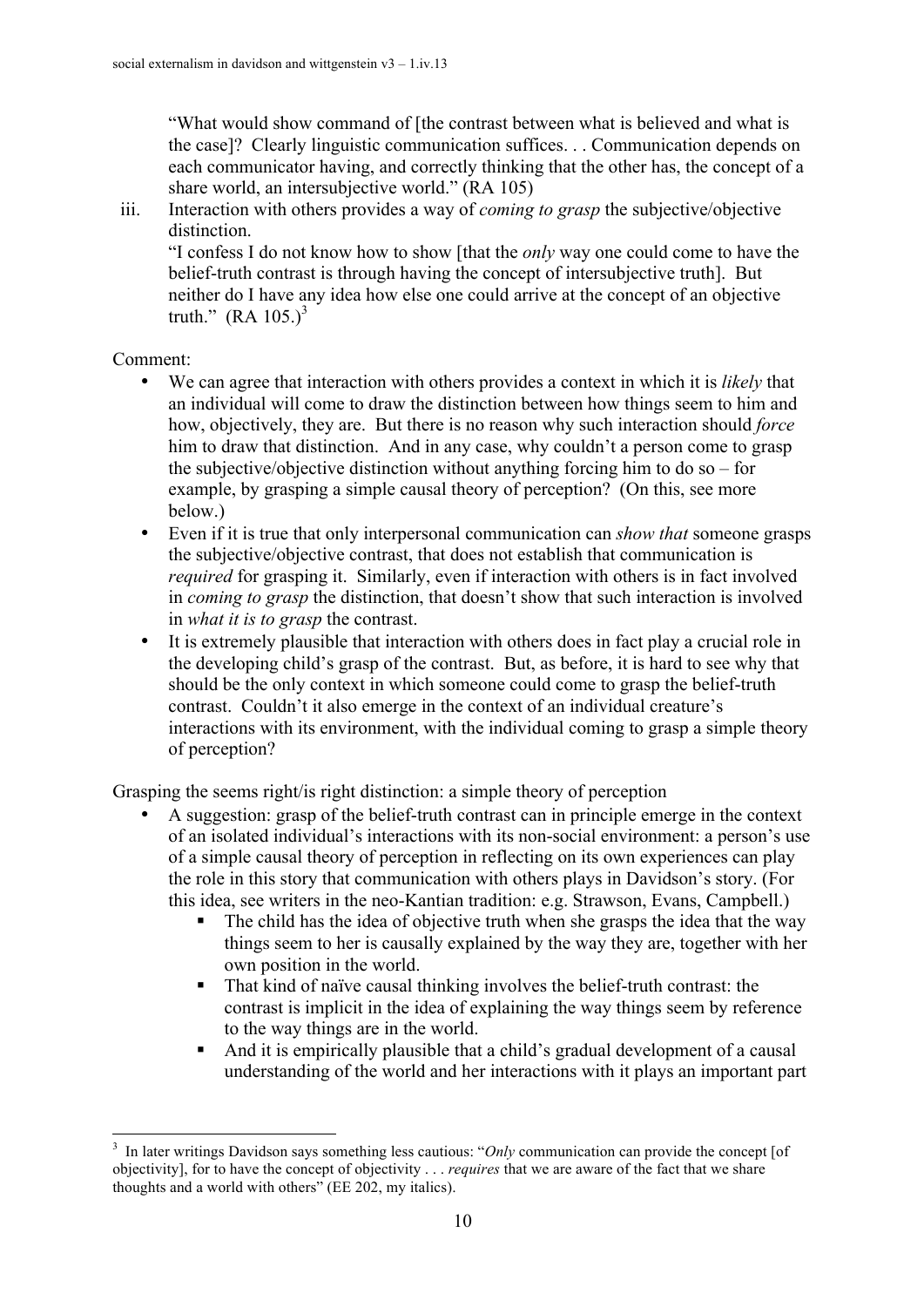"What would show command of [the contrast between what is believed and what is the case]? Clearly linguistic communication suffices. . . Communication depends on each communicator having, and correctly thinking that the other has, the concept of a share world, an intersubjective world." (RA 105)

iii. Interaction with others provides a way of *coming to grasp* the subjective/objective distinction.
"I confess I do not know how to show [that the *only* way one could come to have the belief-truth contrast is through having the concept of intersubjective truth]. But neither do I have any idea how else one could arrive at the concept of an objective truth." (RA 105.)[3]

Comment:

- We can agree that interaction with others provides a context in which it is *likely* that an individual will come to draw the distinction between how things seem to him and how, objectively, they are. But there is no reason why such interaction should *force* him to draw that distinction. And in any case, why couldn't a person come to grasp the subjective/objective distinction without anything forcing him to do so – for example, by grasping a simple causal theory of perception? (On this, see more below.)
- Even if it is true that only interpersonal communication can *show that* someone grasps the subjective/objective contrast, that does not establish that communication is *required* for grasping it. Similarly, even if interaction with others is in fact involved in *coming to grasp* the distinction, that doesn't show that such interaction is involved in *what it is to grasp* the contrast.
- It is extremely plausible that interaction with others does in fact play a crucial role in the developing child's grasp of the contrast. But, as before, it is hard to see why that should be the only context in which someone could come to grasp the belief-truth contrast. Couldn't it also emerge in the context of an individual creature's interactions with its environment, with the individual coming to grasp a simple theory of perception?

Grasping the seems right/is right distinction: a simple theory of perception

- A suggestion: grasp of the belief-truth contrast can in principle emerge in the context of an isolated individual's interactions with its non-social environment: a person's use of a simple causal theory of perception in reflecting on its own experiences can play the role in this story that communication with others plays in Davidson's story. (For this idea, see writers in the neo-Kantian tradition: e.g. Strawson, Evans, Campbell.)
  - The child has the idea of objective truth when she grasps the idea that the way things seem to her is causally explained by the way they are, together with her own position in the world.
  - That kind of naïve causal thinking involves the belief-truth contrast: the contrast is implicit in the idea of explaining the way things seem by reference to the way things are in the world.
  - And it is empirically plausible that a child's gradual development of a causal understanding of the world and her interactions with it plays an important part

[3] In later writings Davidson says something less cautious: "*Only* communication can provide the concept [of objectivity], for to have the concept of objectivity . . . *requires* that we are aware of the fact that we share thoughts and a world with others" (EE 202, my italics).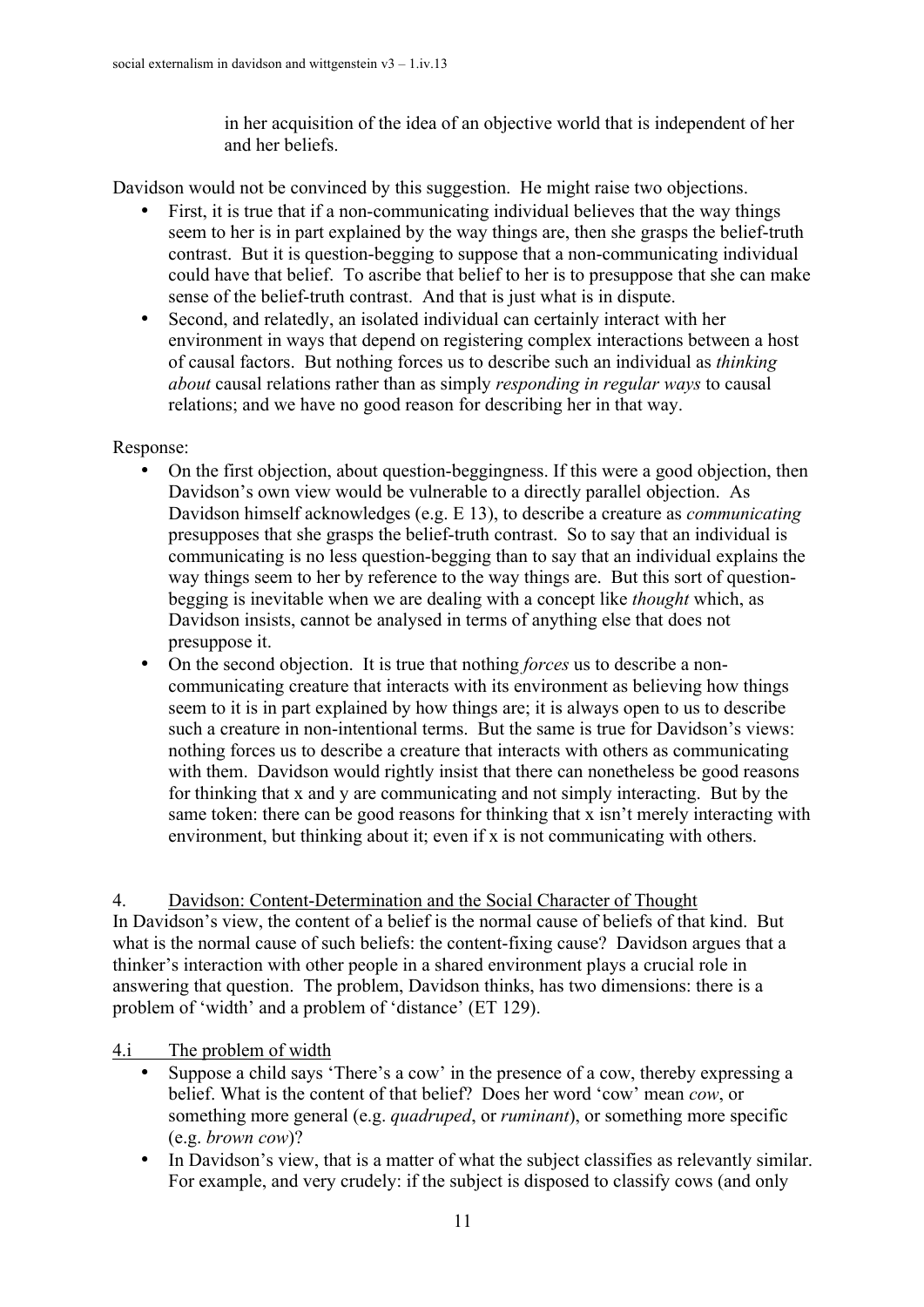in her acquisition of the idea of an objective world that is independent of her and her beliefs.

Davidson would not be convinced by this suggestion. He might raise two objections.

- First, it is true that if a non-communicating individual believes that the way things seem to her is in part explained by the way things are, then she grasps the belief-truth contrast. But it is question-begging to suppose that a non-communicating individual could have that belief. To ascribe that belief to her is to presuppose that she can make sense of the belief-truth contrast. And that is just what is in dispute.
- Second, and relatedly, an isolated individual can certainly interact with her environment in ways that depend on registering complex interactions between a host of causal factors. But nothing forces us to describe such an individual as *thinking about* causal relations rather than as simply *responding in regular ways* to causal relations; and we have no good reason for describing her in that way.

Response:

- On the first objection, about question-beggingness. If this were a good objection, then Davidson's own view would be vulnerable to a directly parallel objection. As Davidson himself acknowledges (e.g. E 13), to describe a creature as *communicating* presupposes that she grasps the belief-truth contrast. So to say that an individual is communicating is no less question-begging than to say that an individual explains the way things seem to her by reference to the way things are. But this sort of question-begging is inevitable when we are dealing with a concept like *thought* which, as Davidson insists, cannot be analysed in terms of anything else that does not presuppose it.
- On the second objection. It is true that nothing *forces* us to describe a non-communicating creature that interacts with its environment as believing how things seem to it is in part explained by how things are; it is always open to us to describe such a creature in non-intentional terms. But the same is true for Davidson's views: nothing forces us to describe a creature that interacts with others as communicating with them. Davidson would rightly insist that there can nonetheless be good reasons for thinking that x and y are communicating and not simply interacting. But by the same token: there can be good reasons for thinking that x isn't merely interacting with environment, but thinking about it; even if x is not communicating with others.

## 4. Davidson: Content-Determination and the Social Character of Thought

In Davidson's view, the content of a belief is the normal cause of beliefs of that kind. But what is the normal cause of such beliefs: the content-fixing cause? Davidson argues that a thinker's interaction with other people in a shared environment plays a crucial role in answering that question. The problem, Davidson thinks, has two dimensions: there is a problem of 'width' and a problem of 'distance' (ET 129).

### 4.i The problem of width

- Suppose a child says 'There's a cow' in the presence of a cow, thereby expressing a belief. What is the content of that belief? Does her word 'cow' mean *cow*, or something more general (e.g. *quadruped*, or *ruminant*), or something more specific (e.g. *brown cow*)?
- In Davidson's view, that is a matter of what the subject classifies as relevantly similar. For example, and very crudely: if the subject is disposed to classify cows (and only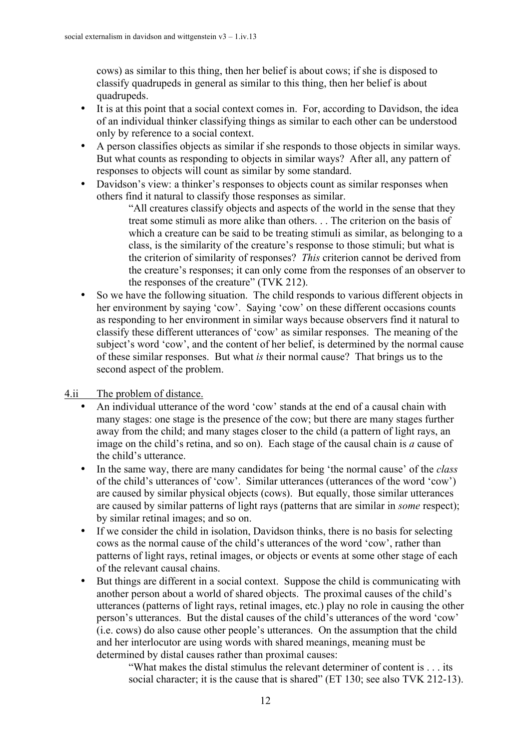cows) as similar to this thing, then her belief is about cows; if she is disposed to classify quadrupeds in general as similar to this thing, then her belief is about quadrupeds.

- It is at this point that a social context comes in. For, according to Davidson, the idea of an individual thinker classifying things as similar to each other can be understood only by reference to a social context.
- A person classifies objects as similar if she responds to those objects in similar ways. But what counts as responding to objects in similar ways? After all, any pattern of responses to objects will count as similar by some standard.
- Davidson's view: a thinker's responses to objects count as similar responses when others find it natural to classify those responses as similar.

  > "All creatures classify objects and aspects of the world in the sense that they treat some stimuli as more alike than others. . . The criterion on the basis of which a creature can be said to be treating stimuli as similar, as belonging to a class, is the similarity of the creature's response to those stimuli; but what is the criterion of similarity of responses? *This* criterion cannot be derived from the creature's responses; it can only come from the responses of an observer to the responses of the creature" (TVK 212).

- So we have the following situation. The child responds to various different objects in her environment by saying 'cow'. Saying 'cow' on these different occasions counts as responding to her environment in similar ways because observers find it natural to classify these different utterances of 'cow' as similar responses. The meaning of the subject's word 'cow', and the content of her belief, is determined by the normal cause of these similar responses. But what *is* their normal cause? That brings us to the second aspect of the problem.

4.ii The problem of distance.

- An individual utterance of the word 'cow' stands at the end of a causal chain with many stages: one stage is the presence of the cow; but there are many stages further away from the child; and many stages closer to the child (a pattern of light rays, an image on the child's retina, and so on). Each stage of the causal chain is *a* cause of the child's utterance.
- In the same way, there are many candidates for being 'the normal cause' of the *class* of the child's utterances of 'cow'. Similar utterances (utterances of the word 'cow') are caused by similar physical objects (cows). But equally, those similar utterances are caused by similar patterns of light rays (patterns that are similar in *some* respect); by similar retinal images; and so on.
- If we consider the child in isolation, Davidson thinks, there is no basis for selecting cows as the normal cause of the child's utterances of the word 'cow', rather than patterns of light rays, retinal images, or objects or events at some other stage of each of the relevant causal chains.
- But things are different in a social context. Suppose the child is communicating with another person about a world of shared objects. The proximal causes of the child's utterances (patterns of light rays, retinal images, etc.) play no role in causing the other person's utterances. But the distal causes of the child's utterances of the word 'cow' (i.e. cows) do also cause other people's utterances. On the assumption that the child and her interlocutor are using words with shared meanings, meaning must be determined by distal causes rather than proximal causes:

  > "What makes the distal stimulus the relevant determiner of content is . . . its social character; it is the cause that is shared" (ET 130; see also TVK 212-13).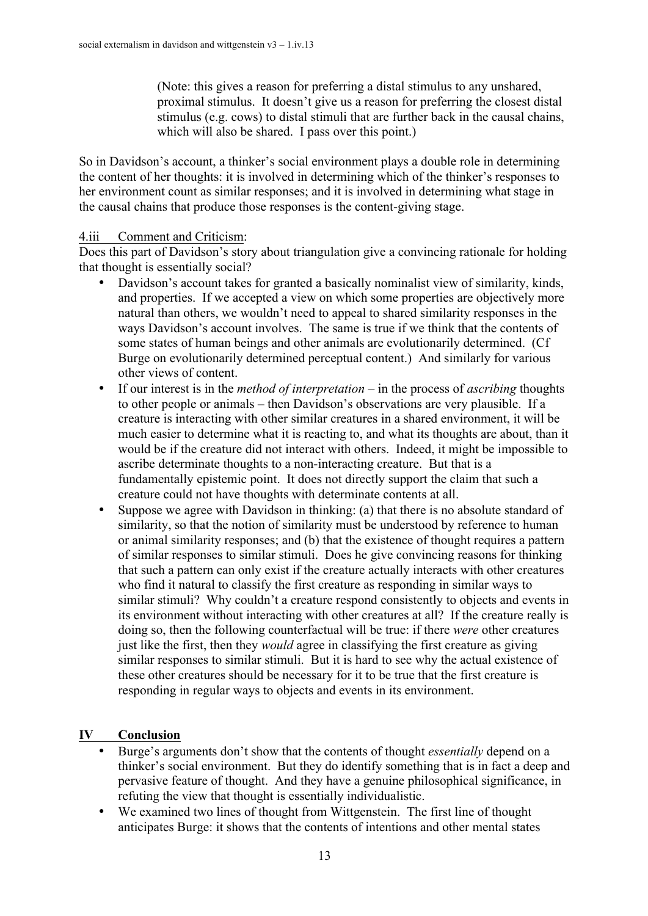(Note: this gives a reason for preferring a distal stimulus to any unshared, proximal stimulus. It doesn't give us a reason for preferring the closest distal stimulus (e.g. cows) to distal stimuli that are further back in the causal chains, which will also be shared. I pass over this point.)

So in Davidson's account, a thinker's social environment plays a double role in determining the content of her thoughts: it is involved in determining which of the thinker's responses to her environment count as similar responses; and it is involved in determining what stage in the causal chains that produce those responses is the content-giving stage.

4.iii <u>Comment and Criticism</u>:

Does this part of Davidson's story about triangulation give a convincing rationale for holding that thought is essentially social?

- Davidson's account takes for granted a basically nominalist view of similarity, kinds, and properties. If we accepted a view on which some properties are objectively more natural than others, we wouldn't need to appeal to shared similarity responses in the ways Davidson's account involves. The same is true if we think that the contents of some states of human beings and other animals are evolutionarily determined. (Cf Burge on evolutionarily determined perceptual content.) And similarly for various other views of content.
- If our interest is in the *method of interpretation* – in the process of *ascribing* thoughts to other people or animals – then Davidson's observations are very plausible. If a creature is interacting with other similar creatures in a shared environment, it will be much easier to determine what it is reacting to, and what its thoughts are about, than it would be if the creature did not interact with others. Indeed, it might be impossible to ascribe determinate thoughts to a non-interacting creature. But that is a fundamentally epistemic point. It does not directly support the claim that such a creature could not have thoughts with determinate contents at all.
- Suppose we agree with Davidson in thinking: (a) that there is no absolute standard of similarity, so that the notion of similarity must be understood by reference to human or animal similarity responses; and (b) that the existence of thought requires a pattern of similar responses to similar stimuli. Does he give convincing reasons for thinking that such a pattern can only exist if the creature actually interacts with other creatures who find it natural to classify the first creature as responding in similar ways to similar stimuli? Why couldn't a creature respond consistently to objects and events in its environment without interacting with other creatures at all? If the creature really is doing so, then the following counterfactual will be true: if there *were* other creatures just like the first, then they *would* agree in classifying the first creature as giving similar responses to similar stimuli. But it is hard to see why the actual existence of these other creatures should be necessary for it to be true that the first creature is responding in regular ways to objects and events in its environment.

## IV Conclusion

- Burge's arguments don't show that the contents of thought *essentially* depend on a thinker's social environment. But they do identify something that is in fact a deep and pervasive feature of thought. And they have a genuine philosophical significance, in refuting the view that thought is essentially individualistic.
- We examined two lines of thought from Wittgenstein. The first line of thought anticipates Burge: it shows that the contents of intentions and other mental states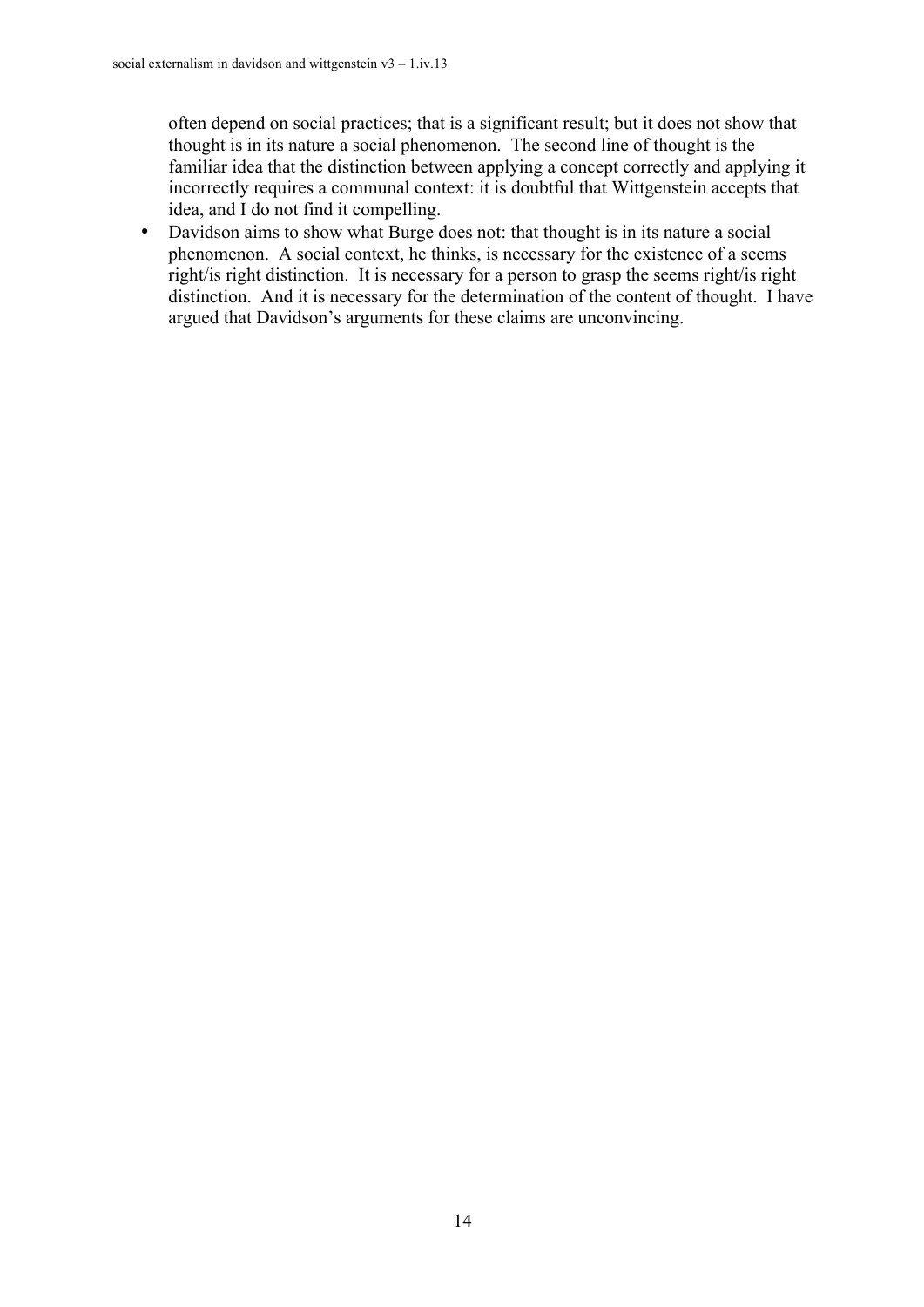often depend on social practices; that is a significant result; but it does not show that thought is in its nature a social phenomenon. The second line of thought is the familiar idea that the distinction between applying a concept correctly and applying it incorrectly requires a communal context: it is doubtful that Wittgenstein accepts that idea, and I do not find it compelling.

- Davidson aims to show what Burge does not: that thought is in its nature a social phenomenon. A social context, he thinks, is necessary for the existence of a seems right/is right distinction. It is necessary for a person to grasp the seems right/is right distinction. And it is necessary for the determination of the content of thought. I have argued that Davidson's arguments for these claims are unconvincing.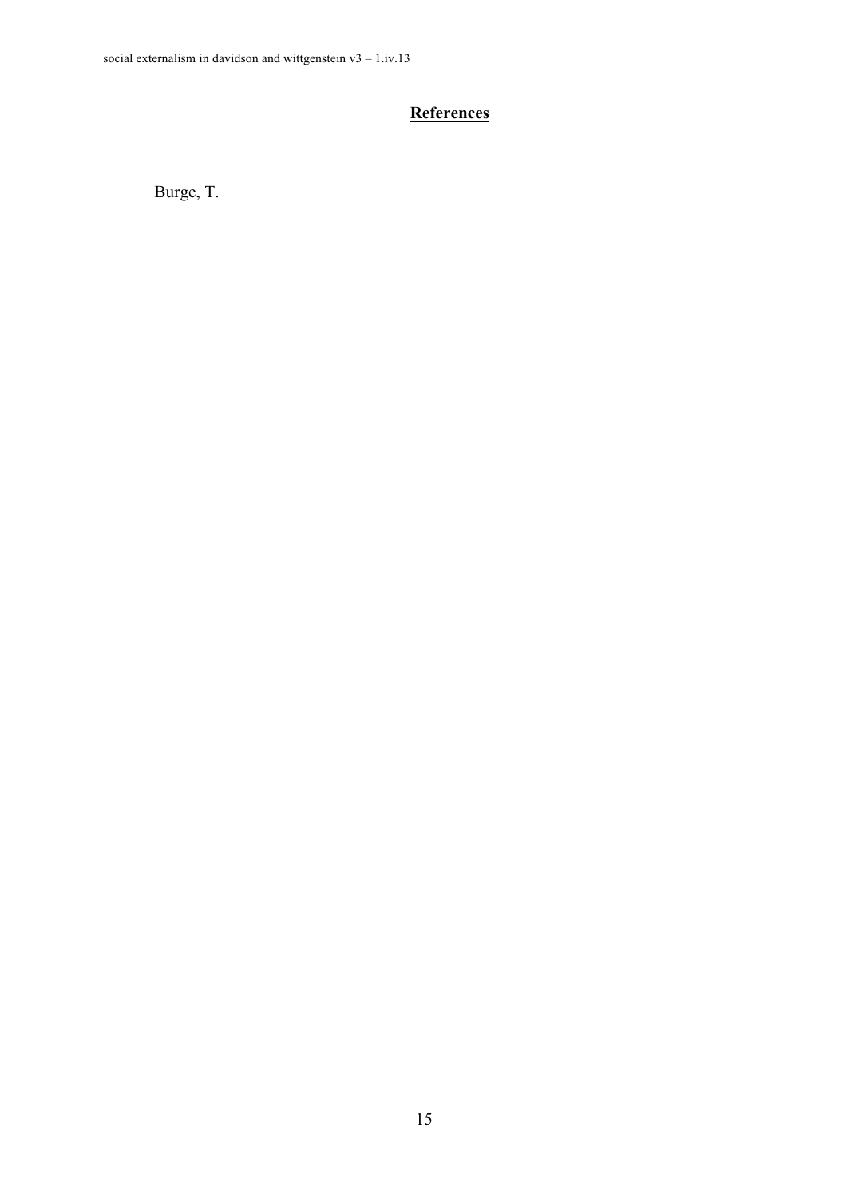## References

Burge, T.